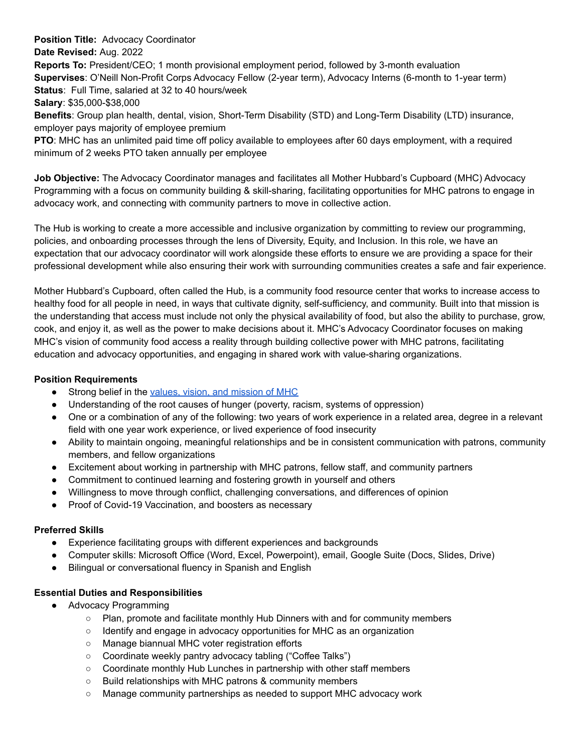**Position Title:** Advocacy Coordinator
**Date Revised:** Aug. 2022
**Reports To:** President/CEO; 1 month provisional employment period, followed by 3-month evaluation
**Supervises**: O'Neill Non-Profit Corps Advocacy Fellow (2-year term), Advocacy Interns (6-month to 1-year term)
**Status**: Full Time, salaried at 32 to 40 hours/week
**Salary**: $35,000-$38,000
**Benefits**: Group plan health, dental, vision, Short-Term Disability (STD) and Long-Term Disability (LTD) insurance, employer pays majority of employee premium
**PTO**: MHC has an unlimited paid time off policy available to employees after 60 days employment, with a required minimum of 2 weeks PTO taken annually per employee

**Job Objective:** The Advocacy Coordinator manages and facilitates all Mother Hubbard's Cupboard (MHC) Advocacy Programming with a focus on community building & skill-sharing, facilitating opportunities for MHC patrons to engage in advocacy work, and connecting with community partners to move in collective action.

The Hub is working to create a more accessible and inclusive organization by committing to review our programming, policies, and onboarding processes through the lens of Diversity, Equity, and Inclusion. In this role, we have an expectation that our advocacy coordinator will work alongside these efforts to ensure we are providing a space for their professional development while also ensuring their work with surrounding communities creates a safe and fair experience.

Mother Hubbard's Cupboard, often called the Hub, is a community food resource center that works to increase access to healthy food for all people in need, in ways that cultivate dignity, self-sufficiency, and community. Built into that mission is the understanding that access must include not only the physical availability of food, but also the ability to purchase, grow, cook, and enjoy it, as well as the power to make decisions about it. MHC's Advocacy Coordinator focuses on making MHC's vision of community food access a reality through building collective power with MHC patrons, facilitating education and advocacy opportunities, and engaging in shared work with value-sharing organizations.

**Position Requirements**

- Strong belief in the values, vision, and mission of MHC
- Understanding of the root causes of hunger (poverty, racism, systems of oppression)
- One or a combination of any of the following: two years of work experience in a related area, degree in a relevant field with one year work experience, or lived experience of food insecurity
- Ability to maintain ongoing, meaningful relationships and be in consistent communication with patrons, community members, and fellow organizations
- Excitement about working in partnership with MHC patrons, fellow staff, and community partners
- Commitment to continued learning and fostering growth in yourself and others
- Willingness to move through conflict, challenging conversations, and differences of opinion
- Proof of Covid-19 Vaccination, and boosters as necessary

**Preferred Skills**

- Experience facilitating groups with different experiences and backgrounds
- Computer skills: Microsoft Office (Word, Excel, Powerpoint), email, Google Suite (Docs, Slides, Drive)
- Bilingual or conversational fluency in Spanish and English

**Essential Duties and Responsibilities**

- Advocacy Programming
  - Plan, promote and facilitate monthly Hub Dinners with and for community members
  - Identify and engage in advocacy opportunities for MHC as an organization
  - Manage biannual MHC voter registration efforts
  - Coordinate weekly pantry advocacy tabling ("Coffee Talks")
  - Coordinate monthly Hub Lunches in partnership with other staff members
  - Build relationships with MHC patrons & community members
  - Manage community partnerships as needed to support MHC advocacy work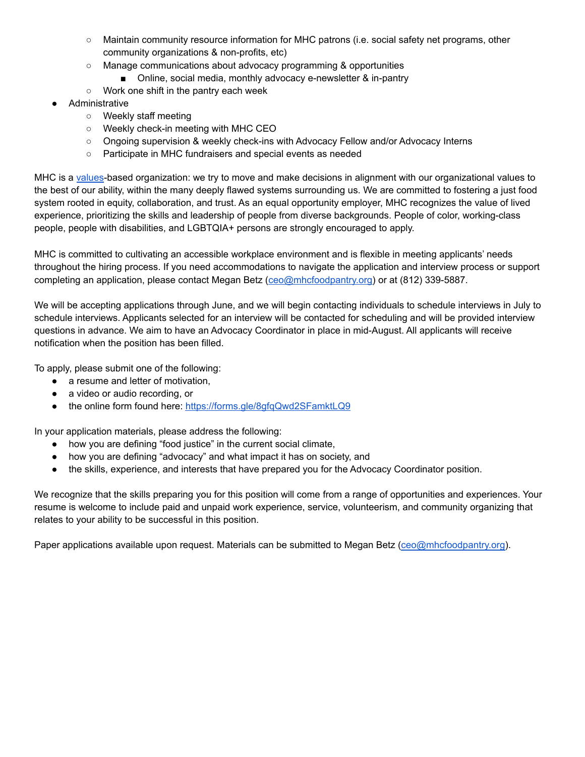- Maintain community resource information for MHC patrons (i.e. social safety net programs, other community organizations & non-profits, etc)
    - Manage communications about advocacy programming & opportunities
        - Online, social media, monthly advocacy e-newsletter & in-pantry
    - Work one shift in the pantry each week
- Administrative
    - Weekly staff meeting
    - Weekly check-in meeting with MHC CEO
    - Ongoing supervision & weekly check-ins with Advocacy Fellow and/or Advocacy Interns
    - Participate in MHC fundraisers and special events as needed

MHC is a values-based organization: we try to move and make decisions in alignment with our organizational values to the best of our ability, within the many deeply flawed systems surrounding us. We are committed to fostering a just food system rooted in equity, collaboration, and trust. As an equal opportunity employer, MHC recognizes the value of lived experience, prioritizing the skills and leadership of people from diverse backgrounds. People of color, working-class people, people with disabilities, and LGBTQIA+ persons are strongly encouraged to apply.

MHC is committed to cultivating an accessible workplace environment and is flexible in meeting applicants' needs throughout the hiring process. If you need accommodations to navigate the application and interview process or support completing an application, please contact Megan Betz (ceo@mhcfoodpantry.org) or at (812) 339-5887.

We will be accepting applications through June, and we will begin contacting individuals to schedule interviews in July to schedule interviews. Applicants selected for an interview will be contacted for scheduling and will be provided interview questions in advance. We aim to have an Advocacy Coordinator in place in mid-August. All applicants will receive notification when the position has been filled.

To apply, please submit one of the following:

- a resume and letter of motivation,
- a video or audio recording, or
- the online form found here: https://forms.gle/8gfqQwd2SFamktLQ9

In your application materials, please address the following:

- how you are defining "food justice" in the current social climate,
- how you are defining "advocacy" and what impact it has on society, and
- the skills, experience, and interests that have prepared you for the Advocacy Coordinator position.

We recognize that the skills preparing you for this position will come from a range of opportunities and experiences. Your resume is welcome to include paid and unpaid work experience, service, volunteerism, and community organizing that relates to your ability to be successful in this position.

Paper applications available upon request. Materials can be submitted to Megan Betz (ceo@mhcfoodpantry.org).